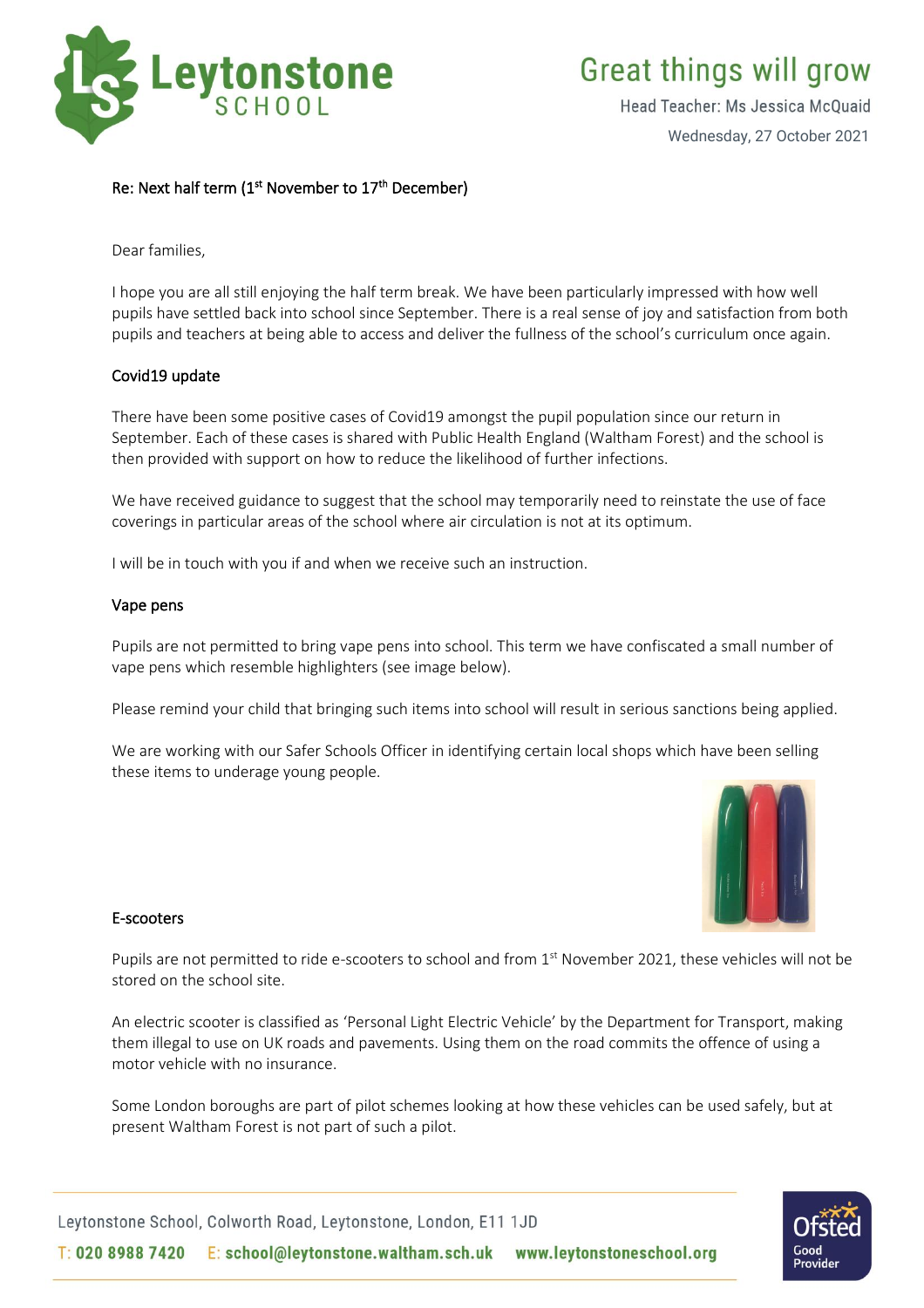Leytonstone SCHOOL

Great things will grow

Head Teacher: Ms Jessica McQuaid

Wednesday, 27 October 2021

**Re: Next half term (1st November to 17th December)**

Dear families,

I hope you are all still enjoying the half term break. We have been particularly impressed with how well pupils have settled back into school since September. There is a real sense of joy and satisfaction from both pupils and teachers at being able to access and deliver the fullness of the school's curriculum once again.

## Covid19 update

There have been some positive cases of Covid19 amongst the pupil population since our return in September. Each of these cases is shared with Public Health England (Waltham Forest) and the school is then provided with support on how to reduce the likelihood of further infections.

We have received guidance to suggest that the school may temporarily need to reinstate the use of face coverings in particular areas of the school where air circulation is not at its optimum.

I will be in touch with you if and when we receive such an instruction.

## Vape pens

Pupils are not permitted to bring vape pens into school. This term we have confiscated a small number of vape pens which resemble highlighters (see image below).

Please remind your child that bringing such items into school will result in serious sanctions being applied.

We are working with our Safer Schools Officer in identifying certain local shops which have been selling these items to underage young people.

## E-scooters

Pupils are not permitted to ride e-scooters to school and from 1st November 2021, these vehicles will not be stored on the school site.

An electric scooter is classified as 'Personal Light Electric Vehicle' by the Department for Transport, making them illegal to use on UK roads and pavements. Using them on the road commits the offence of using a motor vehicle with no insurance.

Some London boroughs are part of pilot schemes looking at how these vehicles can be used safely, but at present Waltham Forest is not part of such a pilot.

Leytonstone School, Colworth Road, Leytonstone, London, E11 1JD

T: 020 8988 7420 E: school@leytonstone.waltham.sch.uk www.leytonstoneschool.org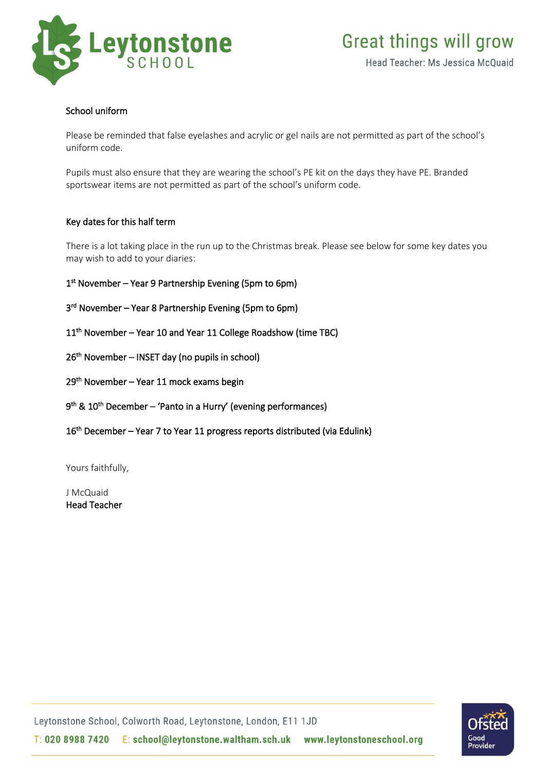## School uniform

Please be reminded that false eyelashes and acrylic or gel nails are not permitted as part of the school's uniform code.

Pupils must also ensure that they are wearing the school's PE kit on the days they have PE. Branded sportswear items are not permitted as part of the school's uniform code.

## Key dates for this half term

There is a lot taking place in the run up to the Christmas break. Please see below for some key dates you may wish to add to your diaries:

1st November – Year 9 Partnership Evening (5pm to 6pm)

3rd November – Year 8 Partnership Evening (5pm to 6pm)

11th November – Year 10 and Year 11 College Roadshow (time TBC)

26th November – INSET day (no pupils in school)

29th November – Year 11 mock exams begin

9th & 10th December – 'Panto in a Hurry' (evening performances)

16th December – Year 7 to Year 11 progress reports distributed (via Edulink)

Yours faithfully,

J McQuaid
**Head Teacher**